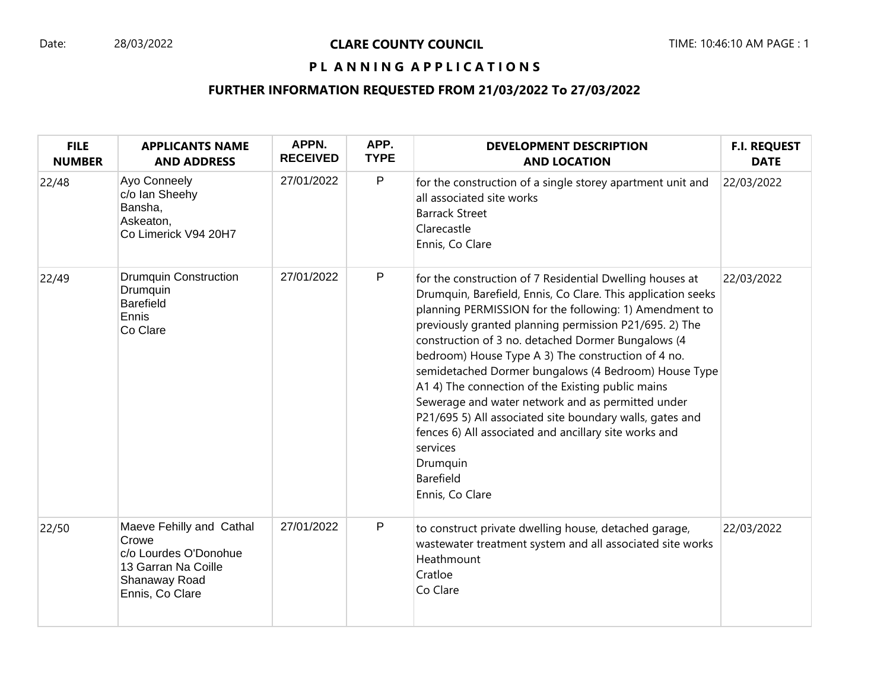Date: 28/03/2022

# CLARE COUNTY COUNCIL

## PLANNING APPLICATIONS

### FURTHER INFORMATION REQUESTED FROM 21/03/2022 To 27/03/2022

| FILE NUMBER | APPLICANTS NAME AND ADDRESS | APPN. RECEIVED | APP. TYPE | DEVELOPMENT DESCRIPTION AND LOCATION | F.I. REQUEST DATE |
|---|---|---|---|---|---|
| 22/48 | Ayo Conneely<br>c/o Ian Sheehy<br>Bansha,<br>Askeaton,<br>Co Limerick V94 20H7 | 27/01/2022 | P | for the construction of a single storey apartment unit and all associated site works<br>Barrack Street<br>Clarecastle<br>Ennis, Co Clare | 22/03/2022 |
| 22/49 | Drumquin Construction<br>Drumquin<br>Barefield<br>Ennis<br>Co Clare | 27/01/2022 | P | for the construction of 7 Residential Dwelling houses at Drumquin, Barefield, Ennis, Co Clare. This application seeks planning PERMISSION for the following: 1) Amendment to previously granted planning permission P21/695. 2) The construction of 3 no. detached Dormer Bungalows (4 bedroom) House Type A 3) The construction of 4 no. semidetached Dormer bungalows (4 Bedroom) House Type A1 4) The connection of the Existing public mains Sewerage and water network and as permitted under P21/695 5) All associated site boundary walls, gates and fences 6) All associated and ancillary site works and services<br>Drumquin<br>Barefield<br>Ennis, Co Clare | 22/03/2022 |
| 22/50 | Maeve Fehilly and Cathal Crowe<br>c/o Lourdes O'Donohue<br>13 Garran Na Coille<br>Shanaway Road<br>Ennis, Co Clare | 27/01/2022 | P | to construct private dwelling house, detached garage, wastewater treatment system and all associated site works<br>Heathmount<br>Cratloe<br>Co Clare | 22/03/2022 |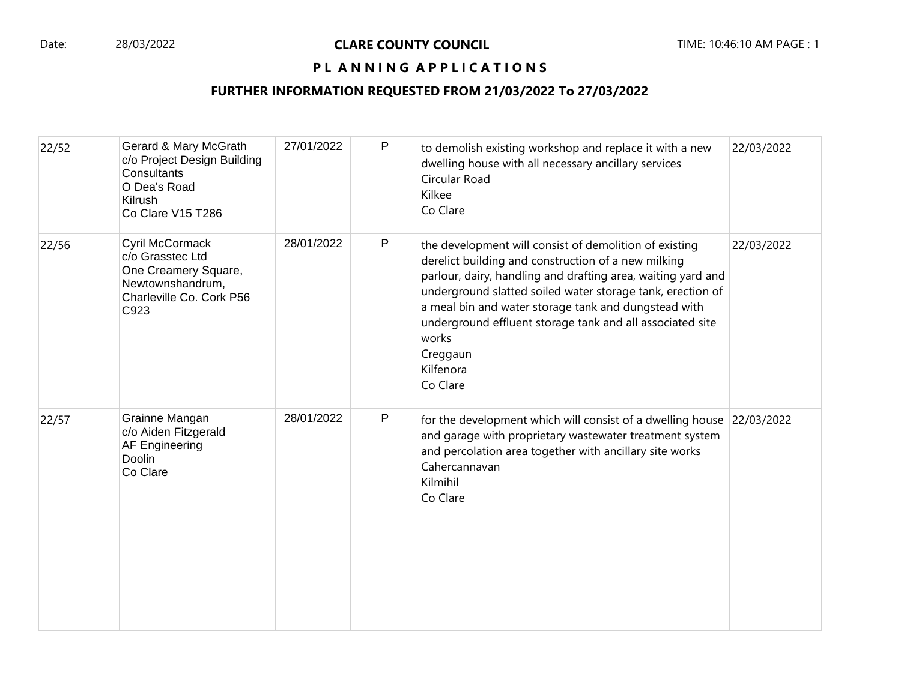**CLARE COUNTY COUNCIL**

**PLANNING APPLICATIONS**

**FURTHER INFORMATION REQUESTED FROM 21/03/2022 To 27/03/2022**

| | | | | | |
|---|---|---|---|---|---|
| 22/52 | Gerard & Mary McGrath<br>c/o Project Design Building Consultants<br>O Dea's Road<br>Kilrush<br>Co Clare V15 T286 | 27/01/2022 | P | to demolish existing workshop and replace it with a new dwelling house with all necessary ancillary services<br>Circular Road<br>Kilkee<br>Co Clare | 22/03/2022 |
| 22/56 | Cyril McCormack<br>c/o Grasstec Ltd<br>One Creamery Square,<br>Newtownshandrum,<br>Charleville Co. Cork P56 C923 | 28/01/2022 | P | the development will consist of demolition of existing derelict building and construction of a new milking parlour, dairy, handling and drafting area, waiting yard and underground slatted soiled water storage tank, erection of a meal bin and water storage tank and dungstead with underground effluent storage tank and all associated site works<br>Creggaun<br>Kilfenora<br>Co Clare | 22/03/2022 |
| 22/57 | Grainne Mangan<br>c/o Aiden Fitzgerald<br>AF Engineering<br>Doolin<br>Co Clare | 28/01/2022 | P | for the development which will consist of a dwelling house and garage with proprietary wastewater treatment system and percolation area together with ancillary site works<br>Cahercannavan<br>Kilmihil<br>Co Clare | 22/03/2022 |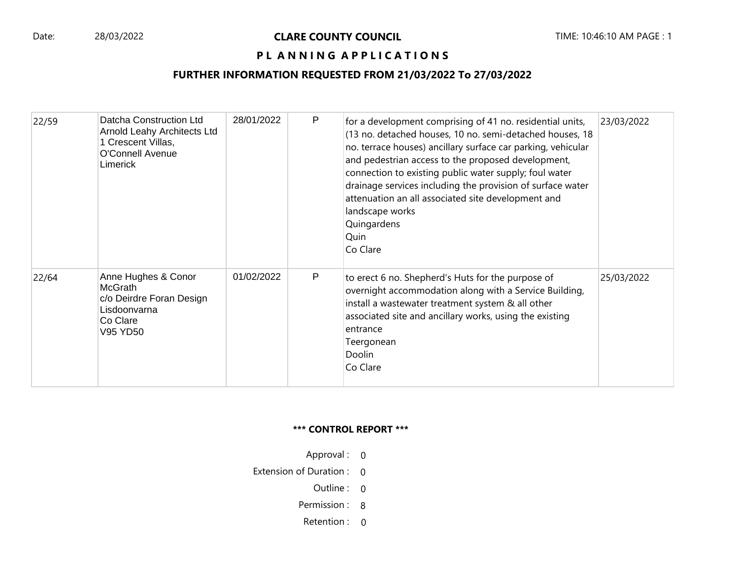Date: 28/03/2022

**CLARE COUNTY COUNCIL**

**PL A N N I N G A P P L I C A T I O N S**

**FURTHER INFORMATION REQUESTED FROM 21/03/2022 To 27/03/2022**

| | | | | | |
|---|---|---|---|---|---|
| 22/59 | Datcha Construction Ltd<br>Arnold Leahy Architects Ltd<br>1 Crescent Villas,<br>O'Connell Avenue<br>Limerick | 28/01/2022 | P | for a development comprising of 41 no. residential units, (13 no. detached houses, 10 no. semi-detached houses, 18 no. terrace houses) ancillary surface car parking, vehicular and pedestrian access to the proposed development, connection to existing public water supply; foul water drainage services including the provision of surface water attenuation an all associated site development and landscape works<br>Quingardens<br>Quin<br>Co Clare | 23/03/2022 |
| 22/64 | Anne Hughes & Conor McGrath<br>c/o Deirdre Foran Design<br>Lisdoonvarna<br>Co Clare<br>V95 YD50 | 01/02/2022 | P | to erect 6 no. Shepherd's Huts for the purpose of overnight accommodation along with a Service Building, install a wastewater treatment system & all other associated site and ancillary works, using the existing entrance<br>Teergonean<br>Doolin<br>Co Clare | 25/03/2022 |

**\*\*\* CONTROL REPORT \*\*\***

Approval : 0

Extension of Duration : 0

Outline : 0

Permission : 8

Retention : 0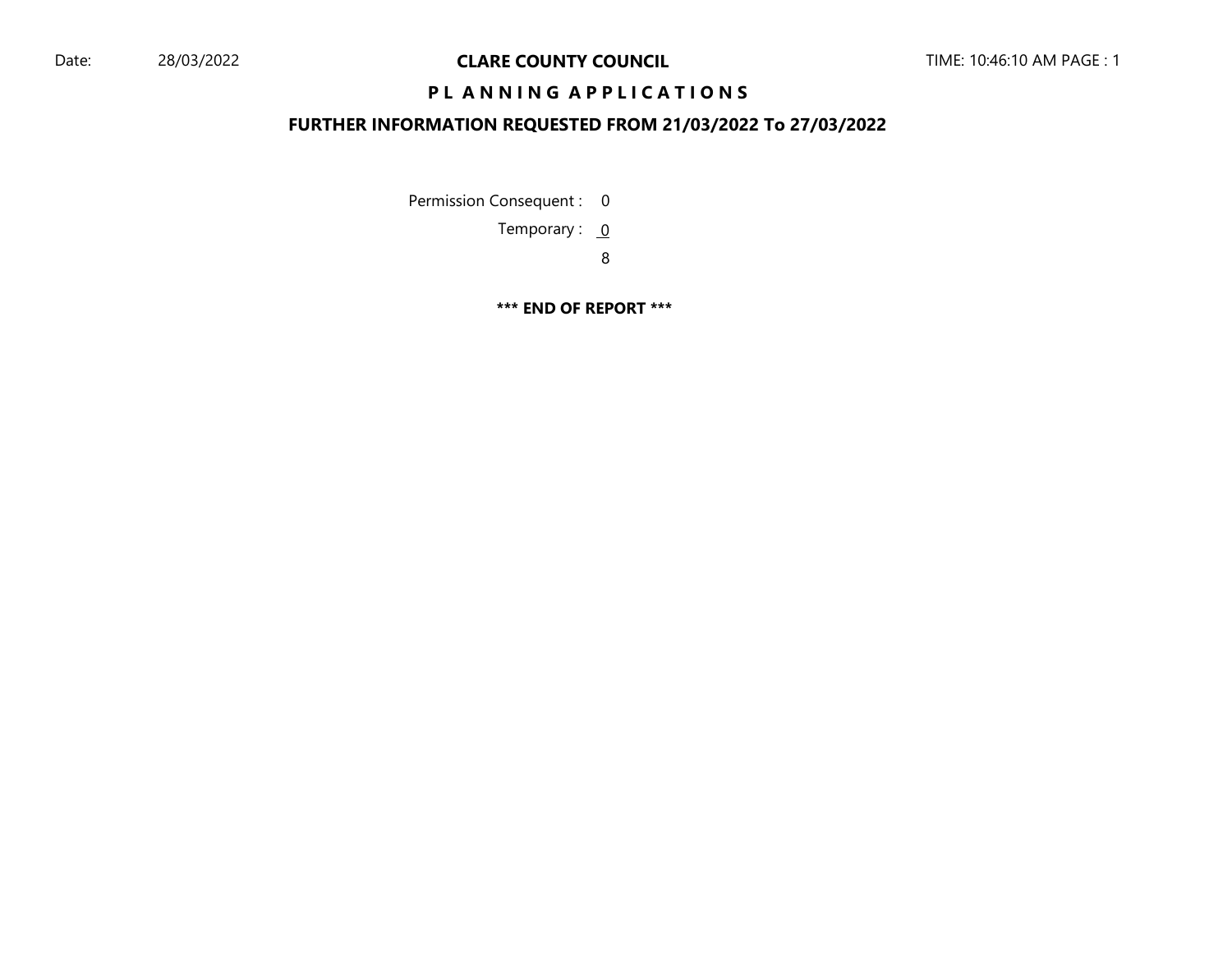Date: 28/03/2022

# CLARE COUNTY COUNCIL

## PL A N N I N G A P P L I C A T I O N S

### FURTHER INFORMATION REQUESTED FROM 21/03/2022 To 27/03/2022

Permission Consequent : 0

Temporary : 0

8

**\*\*\* END OF REPORT \*\*\***